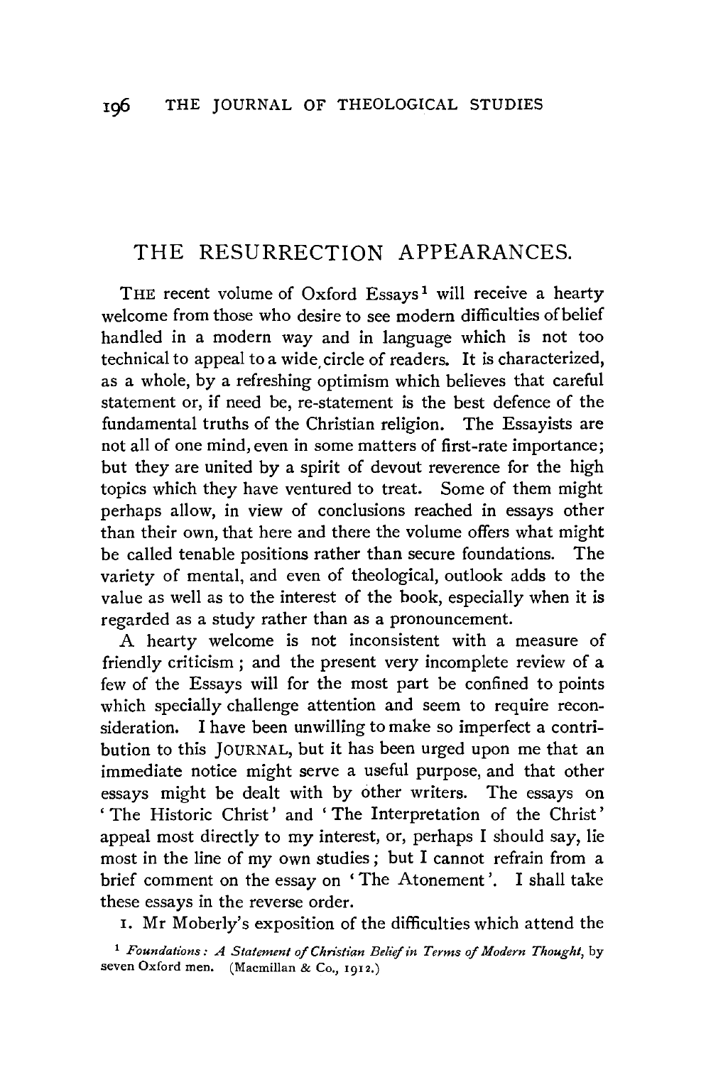# THE RESURRECTION APPEARANCES.

THE recent volume of Oxford Essays[1] will receive a hearty welcome from those who desire to see modern difficulties of belief handled in a modern way and in language which is not too technical to appeal to a wide circle of readers. It is characterized, as a whole, by a refreshing optimism which believes that careful statement or, if need be, re-statement is the best defence of the fundamental truths of the Christian religion. The Essayists are not all of one mind, even in some matters of first-rate importance; but they are united by a spirit of devout reverence for the high topics which they have ventured to treat. Some of them might perhaps allow, in view of conclusions reached in essays other than their own, that here and there the volume offers what might be called tenable positions rather than secure foundations. The variety of mental, and even of theological, outlook adds to the value as well as to the interest of the book, especially when it is regarded as a study rather than as a pronouncement.

A hearty welcome is not inconsistent with a measure of friendly criticism; and the present very incomplete review of a few of the Essays will for the most part be confined to points which specially challenge attention and seem to require reconsideration. I have been unwilling to make so imperfect a contribution to this JOURNAL, but it has been urged upon me that an immediate notice might serve a useful purpose, and that other essays might be dealt with by other writers. The essays on 'The Historic Christ' and 'The Interpretation of the Christ' appeal most directly to my interest, or, perhaps I should say, lie most in the line of my own studies; but I cannot refrain from a brief comment on the essay on 'The Atonement'. I shall take these essays in the reverse order.

1. Mr Moberly's exposition of the difficulties which attend the

[1] *Foundations: A Statement of Christian Belief in Terms of Modern Thought*, by seven Oxford men. (Macmillan & Co., 1912.)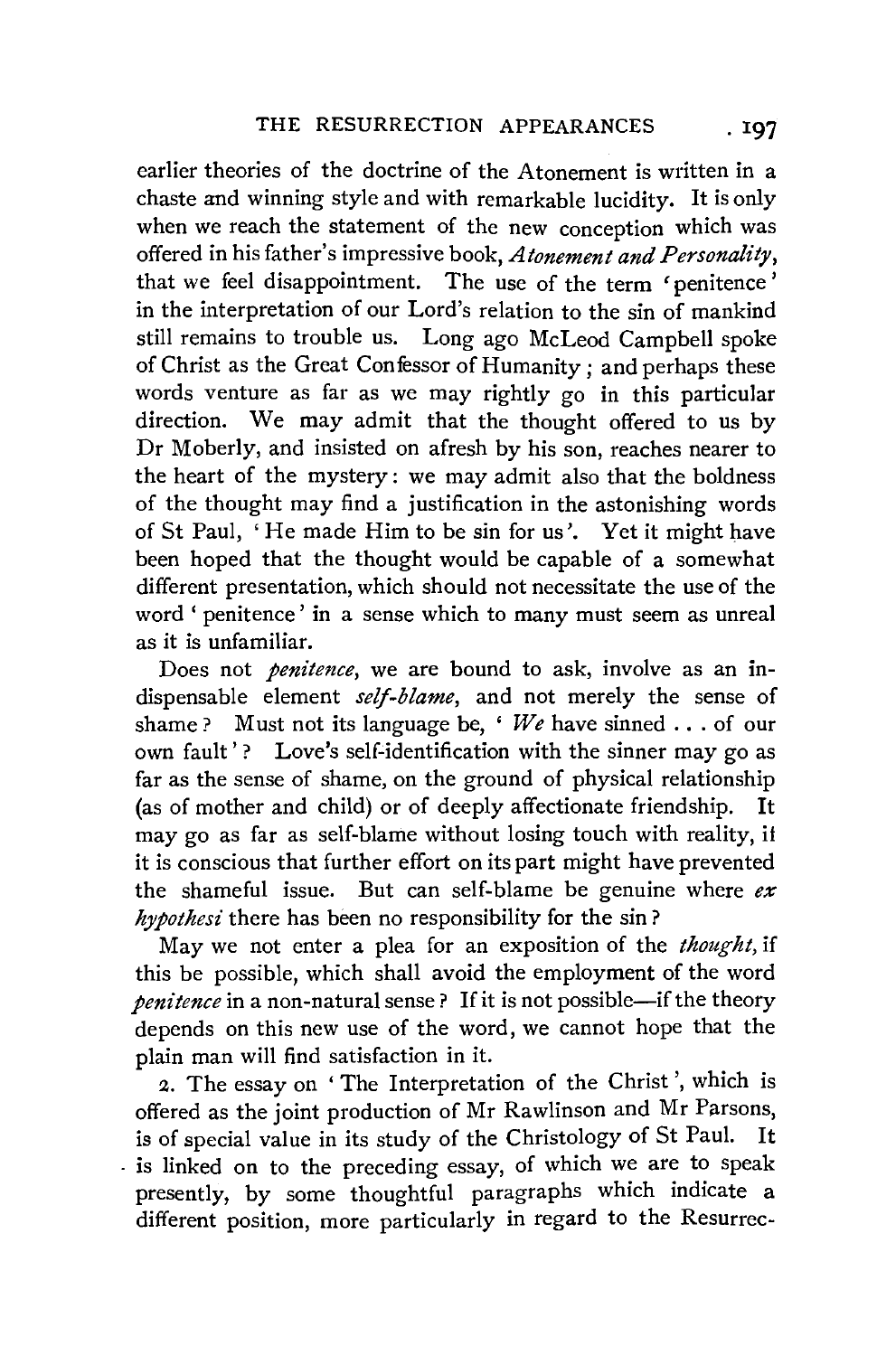earlier theories of the doctrine of the Atonement is written in a chaste and winning style and with remarkable lucidity. It is only when we reach the statement of the new conception which was offered in his father's impressive book, *Atonement and Personality*, that we feel disappointment. The use of the term 'penitence' in the interpretation of our Lord's relation to the sin of mankind still remains to trouble us. Long ago McLeod Campbell spoke of Christ as the Great Confessor of Humanity; and perhaps these words venture as far as we may rightly go in this particular direction. We may admit that the thought offered to us by Dr Moberly, and insisted on afresh by his son, reaches nearer to the heart of the mystery: we may admit also that the boldness of the thought may find a justification in the astonishing words of St Paul, 'He made Him to be sin for us'. Yet it might have been hoped that the thought would be capable of a somewhat different presentation, which should not necessitate the use of the word 'penitence' in a sense which to many must seem as unreal as it is unfamiliar.

Does not *penitence*, we are bound to ask, involve as an indispensable element *self-blame*, and not merely the sense of shame? Must not its language be, '*We* have sinned . . . of our own fault'? Love's self-identification with the sinner may go as far as the sense of shame, on the ground of physical relationship (as of mother and child) or of deeply affectionate friendship. It may go as far as self-blame without losing touch with reality, if it is conscious that further effort on its part might have prevented the shameful issue. But can self-blame be genuine where *ex hypothesi* there has been no responsibility for the sin?

May we not enter a plea for an exposition of the *thought*, if this be possible, which shall avoid the employment of the word *penitence* in a non-natural sense? If it is not possible—if the theory depends on this new use of the word, we cannot hope that the plain man will find satisfaction in it.

2. The essay on 'The Interpretation of the Christ', which is offered as the joint production of Mr Rawlinson and Mr Parsons, is of special value in its study of the Christology of St Paul. It is linked on to the preceding essay, of which we are to speak presently, by some thoughtful paragraphs which indicate a different position, more particularly in regard to the Resurrec-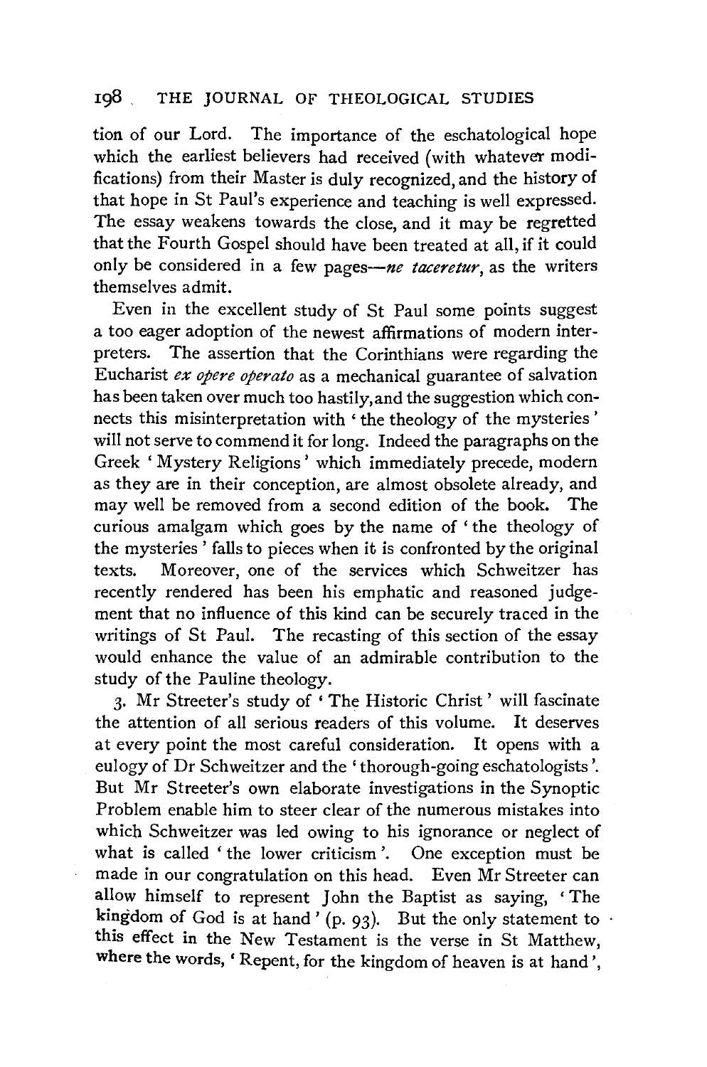tion of our Lord. The importance of the eschatological hope which the earliest believers had received (with whatever modifications) from their Master is duly recognized, and the history of that hope in St Paul's experience and teaching is well expressed. The essay weakens towards the close, and it may be regretted that the Fourth Gospel should have been treated at all, if it could only be considered in a few pages—*ne taceretur*, as the writers themselves admit.

Even in the excellent study of St Paul some points suggest a too eager adoption of the newest affirmations of modern interpreters. The assertion that the Corinthians were regarding the Eucharist *ex opere operato* as a mechanical guarantee of salvation has been taken over much too hastily, and the suggestion which connects this misinterpretation with 'the theology of the mysteries' will not serve to commend it for long. Indeed the paragraphs on the Greek 'Mystery Religions' which immediately precede, modern as they are in their conception, are almost obsolete already, and may well be removed from a second edition of the book. The curious amalgam which goes by the name of 'the theology of the mysteries' falls to pieces when it is confronted by the original texts. Moreover, one of the services which Schweitzer has recently rendered has been his emphatic and reasoned judgement that no influence of this kind can be securely traced in the writings of St Paul. The recasting of this section of the essay would enhance the value of an admirable contribution to the study of the Pauline theology.

3. Mr Streeter's study of 'The Historic Christ' will fascinate the attention of all serious readers of this volume. It deserves at every point the most careful consideration. It opens with a eulogy of Dr Schweitzer and the 'thorough-going eschatologists'. But Mr Streeter's own elaborate investigations in the Synoptic Problem enable him to steer clear of the numerous mistakes into which Schweitzer was led owing to his ignorance or neglect of what is called 'the lower criticism'. One exception must be made in our congratulation on this head. Even Mr Streeter can allow himself to represent John the Baptist as saying, 'The kingdom of God is at hand' (p. 93). But the only statement to this effect in the New Testament is the verse in St Matthew, where the words, 'Repent, for the kingdom of heaven is at hand',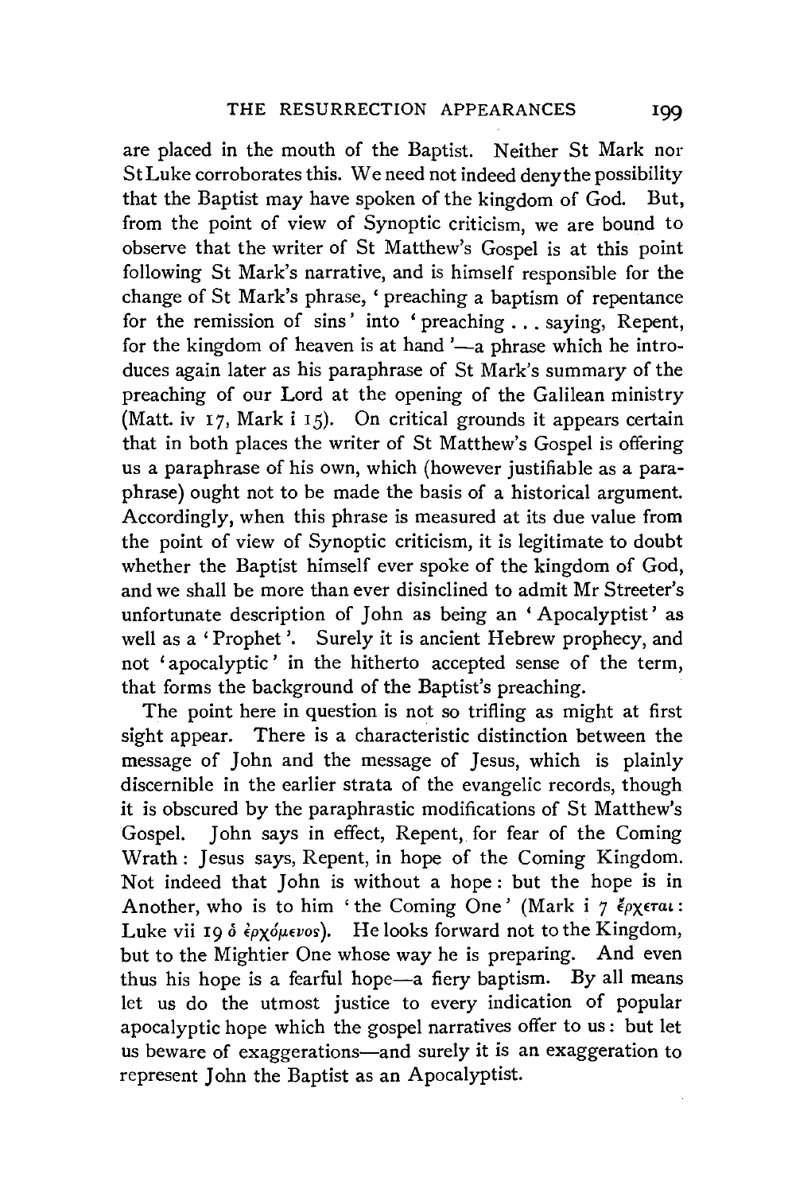are placed in the mouth of the Baptist. Neither St Mark nor St Luke corroborates this. We need not indeed deny the possibility that the Baptist may have spoken of the kingdom of God. But, from the point of view of Synoptic criticism, we are bound to observe that the writer of St Matthew's Gospel is at this point following St Mark's narrative, and is himself responsible for the change of St Mark's phrase, 'preaching a baptism of repentance for the remission of sins' into 'preaching . . . saying, Repent, for the kingdom of heaven is at hand'—a phrase which he introduces again later as his paraphrase of St Mark's summary of the preaching of our Lord at the opening of the Galilean ministry (Matt. iv 17, Mark i 15). On critical grounds it appears certain that in both places the writer of St Matthew's Gospel is offering us a paraphrase of his own, which (however justifiable as a paraphrase) ought not to be made the basis of a historical argument. Accordingly, when this phrase is measured at its due value from the point of view of Synoptic criticism, it is legitimate to doubt whether the Baptist himself ever spoke of the kingdom of God, and we shall be more than ever disinclined to admit Mr Streeter's unfortunate description of John as being an 'Apocalyptist' as well as a 'Prophet'. Surely it is ancient Hebrew prophecy, and not 'apocalyptic' in the hitherto accepted sense of the term, that forms the background of the Baptist's preaching.

The point here in question is not so trifling as might at first sight appear. There is a characteristic distinction between the message of John and the message of Jesus, which is plainly discernible in the earlier strata of the evangelic records, though it is obscured by the paraphrastic modifications of St Matthew's Gospel. John says in effect, Repent, for fear of the Coming Wrath: Jesus says, Repent, in hope of the Coming Kingdom. Not indeed that John is without a hope: but the hope is in Another, who is to him 'the Coming One' (Mark i 7 ἔρχεται: Luke vii 19 ὁ ἐρχόμενος). He looks forward not to the Kingdom, but to the Mightier One whose way he is preparing. And even thus his hope is a fearful hope—a fiery baptism. By all means let us do the utmost justice to every indication of popular apocalyptic hope which the gospel narratives offer to us: but let us beware of exaggerations—and surely it is an exaggeration to represent John the Baptist as an Apocalyptist.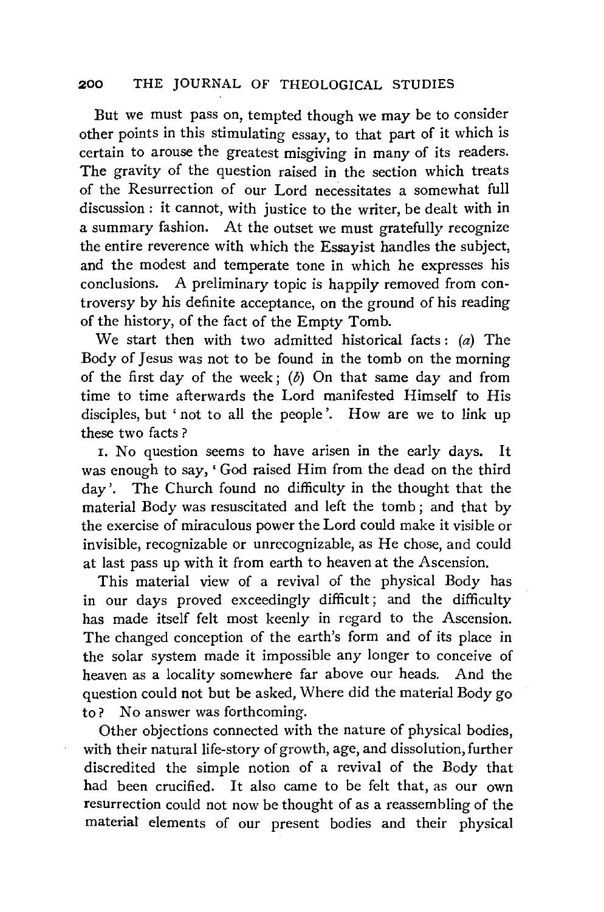But we must pass on, tempted though we may be to consider other points in this stimulating essay, to that part of it which is certain to arouse the greatest misgiving in many of its readers. The gravity of the question raised in the section which treats of the Resurrection of our Lord necessitates a somewhat full discussion: it cannot, with justice to the writer, be dealt with in a summary fashion. At the outset we must gratefully recognize the entire reverence with which the Essayist handles the subject, and the modest and temperate tone in which he expresses his conclusions. A preliminary topic is happily removed from controversy by his definite acceptance, on the ground of his reading of the history, of the fact of the Empty Tomb.

We start then with two admitted historical facts: (*a*) The Body of Jesus was not to be found in the tomb on the morning of the first day of the week; (*b*) On that same day and from time to time afterwards the Lord manifested Himself to His disciples, but 'not to all the people'. How are we to link up these two facts?

1. No question seems to have arisen in the early days. It was enough to say, 'God raised Him from the dead on the third day'. The Church found no difficulty in the thought that the material Body was resuscitated and left the tomb; and that by the exercise of miraculous power the Lord could make it visible or invisible, recognizable or unrecognizable, as He chose, and could at last pass up with it from earth to heaven at the Ascension.

This material view of a revival of the physical Body has in our days proved exceedingly difficult; and the difficulty has made itself felt most keenly in regard to the Ascension. The changed conception of the earth's form and of its place in the solar system made it impossible any longer to conceive of heaven as a locality somewhere far above our heads. And the question could not but be asked, Where did the material Body go to? No answer was forthcoming.

Other objections connected with the nature of physical bodies, with their natural life-story of growth, age, and dissolution, further discredited the simple notion of a revival of the Body that had been crucified. It also came to be felt that, as our own resurrection could not now be thought of as a reassembling of the material elements of our present bodies and their physical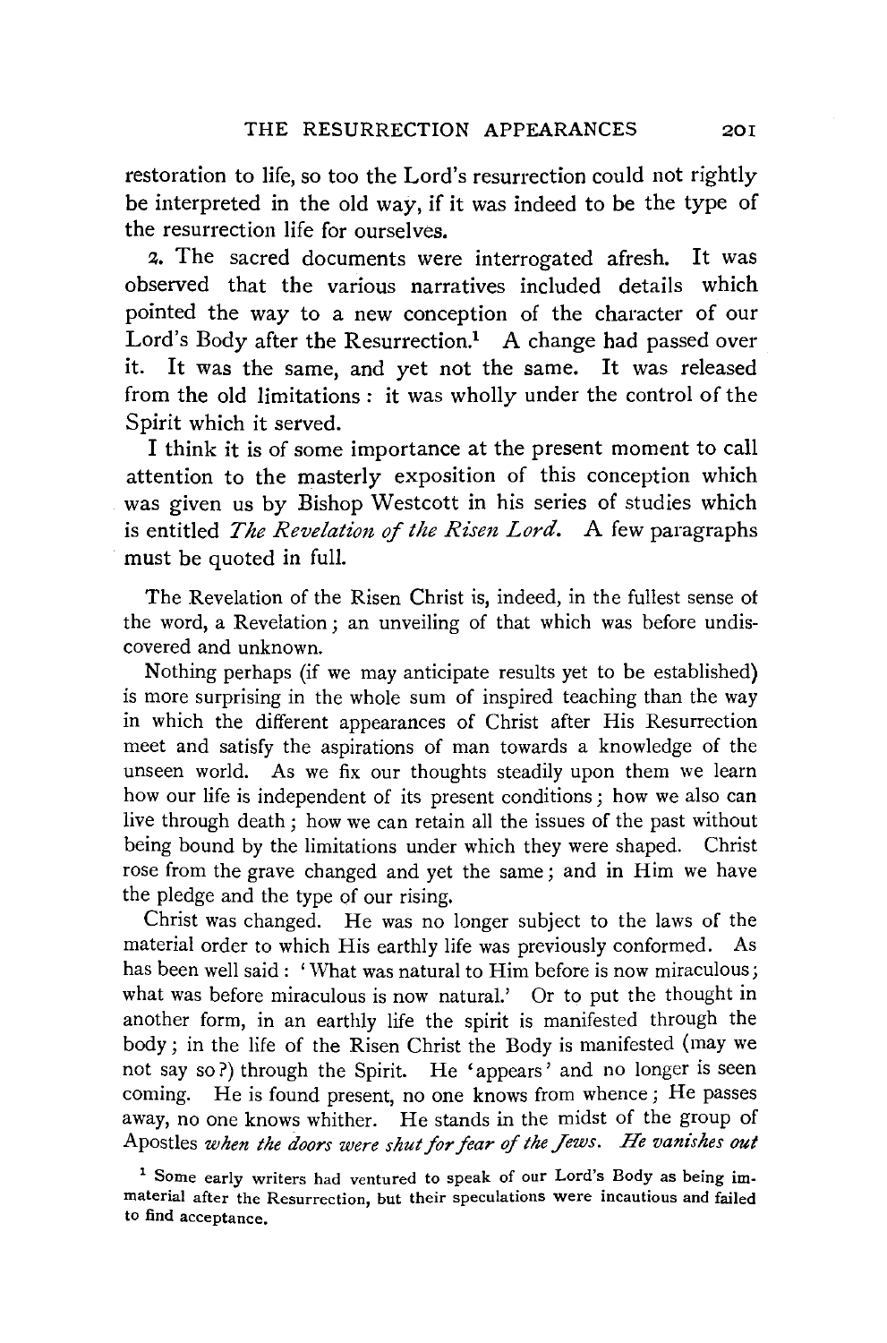restoration to life, so too the Lord's resurrection could not rightly be interpreted in the old way, if it was indeed to be the type of the resurrection life for ourselves.

2. The sacred documents were interrogated afresh. It was observed that the various narratives included details which pointed the way to a new conception of the character of our Lord's Body after the Resurrection.[1] A change had passed over it. It was the same, and yet not the same. It was released from the old limitations: it was wholly under the control of the Spirit which it served.

I think it is of some importance at the present moment to call attention to the masterly exposition of this conception which was given us by Bishop Westcott in his series of studies which is entitled *The Revelation of the Risen Lord*. A few paragraphs must be quoted in full.

> The Revelation of the Risen Christ is, indeed, in the fullest sense of the word, a Revelation; an unveiling of that which was before undiscovered and unknown.
>
> Nothing perhaps (if we may anticipate results yet to be established) is more surprising in the whole sum of inspired teaching than the way in which the different appearances of Christ after His Resurrection meet and satisfy the aspirations of man towards a knowledge of the unseen world. As we fix our thoughts steadily upon them we learn how our life is independent of its present conditions; how we also can live through death; how we can retain all the issues of the past without being bound by the limitations under which they were shaped. Christ rose from the grave changed and yet the same; and in Him we have the pledge and the type of our rising.
>
> Christ was changed. He was no longer subject to the laws of the material order to which His earthly life was previously conformed. As has been well said: 'What was natural to Him before is now miraculous; what was before miraculous is now natural.' Or to put the thought in another form, in an earthly life the spirit is manifested through the body; in the life of the Risen Christ the Body is manifested (may we not say so?) through the Spirit. He 'appears' and no longer is seen coming. He is found present, no one knows from whence; He passes away, no one knows whither. He stands in the midst of the group of Apostles *when the doors were shut for fear of the Jews. He vanishes out*

[1] Some early writers had ventured to speak of our Lord's Body as being immaterial after the Resurrection, but their speculations were incautious and failed to find acceptance.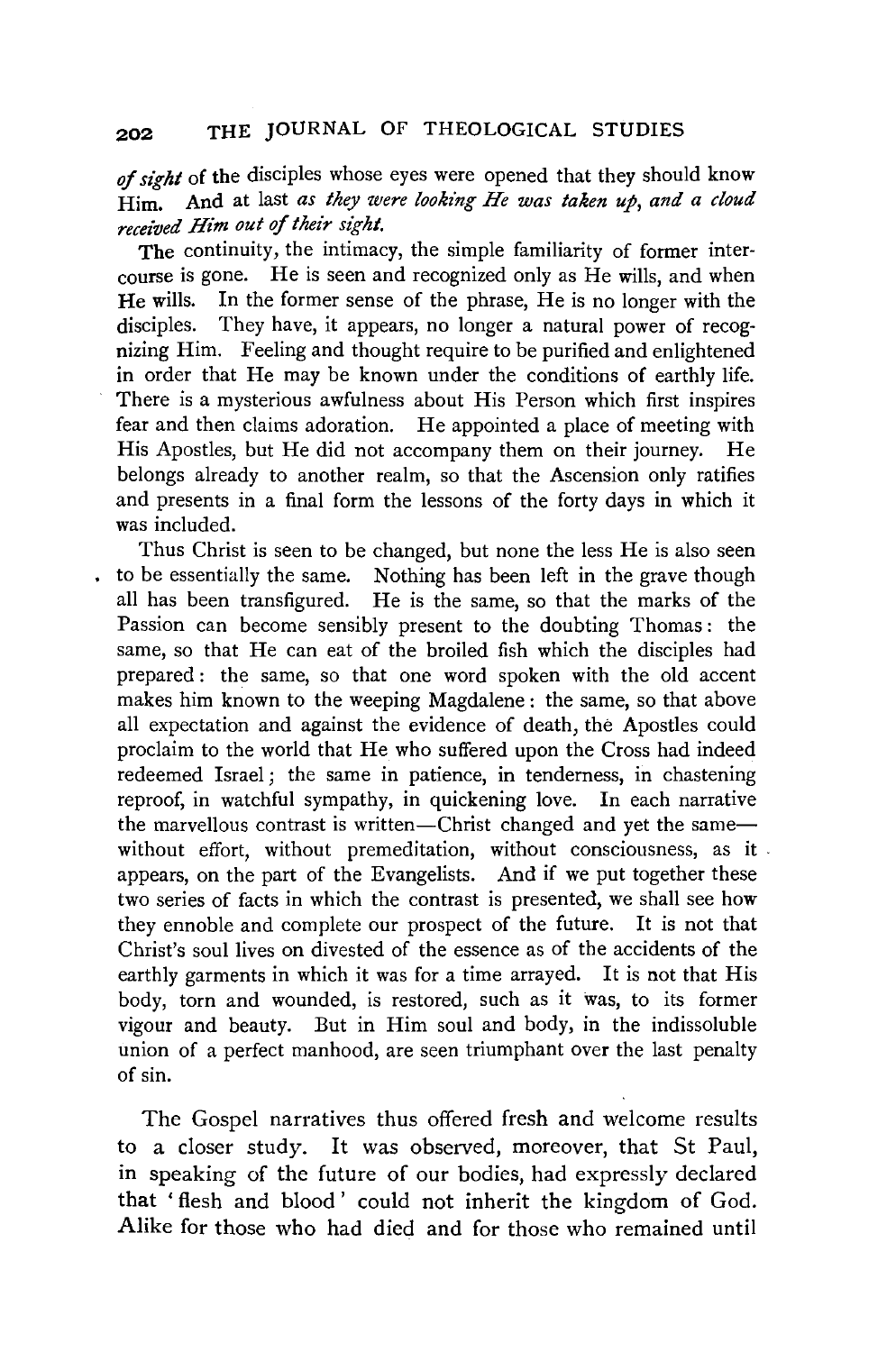*of sight* of the disciples whose eyes were opened that they should know Him. And at last *as they were looking He was taken up, and a cloud received Him out of their sight.*

The continuity, the intimacy, the simple familiarity of former intercourse is gone. He is seen and recognized only as He wills, and when He wills. In the former sense of the phrase, He is no longer with the disciples. They have, it appears, no longer a natural power of recognizing Him. Feeling and thought require to be purified and enlightened in order that He may be known under the conditions of earthly life. There is a mysterious awfulness about His Person which first inspires fear and then claims adoration. He appointed a place of meeting with His Apostles, but He did not accompany them on their journey. He belongs already to another realm, so that the Ascension only ratifies and presents in a final form the lessons of the forty days in which it was included.

Thus Christ is seen to be changed, but none the less He is also seen to be essentially the same. Nothing has been left in the grave though all has been transfigured. He is the same, so that the marks of the Passion can become sensibly present to the doubting Thomas: the same, so that He can eat of the broiled fish which the disciples had prepared: the same, so that one word spoken with the old accent makes him known to the weeping Magdalene: the same, so that above all expectation and against the evidence of death, the Apostles could proclaim to the world that He who suffered upon the Cross had indeed redeemed Israel; the same in patience, in tenderness, in chastening reproof, in watchful sympathy, in quickening love. In each narrative the marvellous contrast is written—Christ changed and yet the same—without effort, without premeditation, without consciousness, as it appears, on the part of the Evangelists. And if we put together these two series of facts in which the contrast is presented, we shall see how they ennoble and complete our prospect of the future. It is not that Christ's soul lives on divested of the essence as of the accidents of the earthly garments in which it was for a time arrayed. It is not that His body, torn and wounded, is restored, such as it was, to its former vigour and beauty. But in Him soul and body, in the indissoluble union of a perfect manhood, are seen triumphant over the last penalty of sin.

The Gospel narratives thus offered fresh and welcome results to a closer study. It was observed, moreover, that St Paul, in speaking of the future of our bodies, had expressly declared that 'flesh and blood' could not inherit the kingdom of God. Alike for those who had died and for those who remained until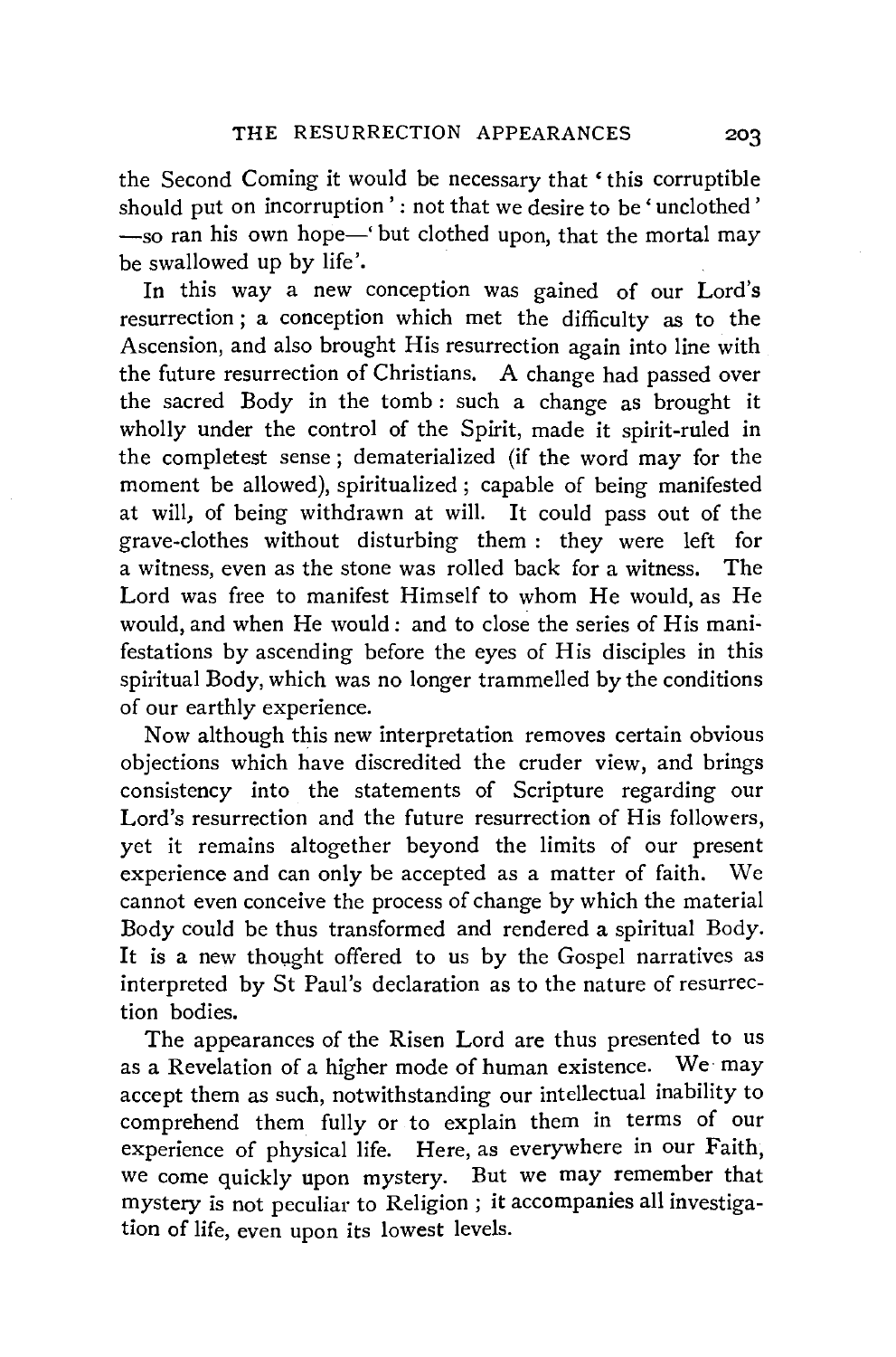the Second Coming it would be necessary that 'this corruptible should put on incorruption': not that we desire to be 'unclothed' —so ran his own hope—'but clothed upon, that the mortal may be swallowed up by life'.

In this way a new conception was gained of our Lord's resurrection; a conception which met the difficulty as to the Ascension, and also brought His resurrection again into line with the future resurrection of Christians. A change had passed over the sacred Body in the tomb: such a change as brought it wholly under the control of the Spirit, made it spirit-ruled in the completest sense; dematerialized (if the word may for the moment be allowed), spiritualized; capable of being manifested at will, of being withdrawn at will. It could pass out of the grave-clothes without disturbing them: they were left for a witness, even as the stone was rolled back for a witness. The Lord was free to manifest Himself to whom He would, as He would, and when He would: and to close the series of His manifestations by ascending before the eyes of His disciples in this spiritual Body, which was no longer trammelled by the conditions of our earthly experience.

Now although this new interpretation removes certain obvious objections which have discredited the cruder view, and brings consistency into the statements of Scripture regarding our Lord's resurrection and the future resurrection of His followers, yet it remains altogether beyond the limits of our present experience and can only be accepted as a matter of faith. We cannot even conceive the process of change by which the material Body could be thus transformed and rendered a spiritual Body. It is a new thought offered to us by the Gospel narratives as interpreted by St Paul's declaration as to the nature of resurrection bodies.

The appearances of the Risen Lord are thus presented to us as a Revelation of a higher mode of human existence. We may accept them as such, notwithstanding our intellectual inability to comprehend them fully or to explain them in terms of our experience of physical life. Here, as everywhere in our Faith, we come quickly upon mystery. But we may remember that mystery is not peculiar to Religion; it accompanies all investigation of life, even upon its lowest levels.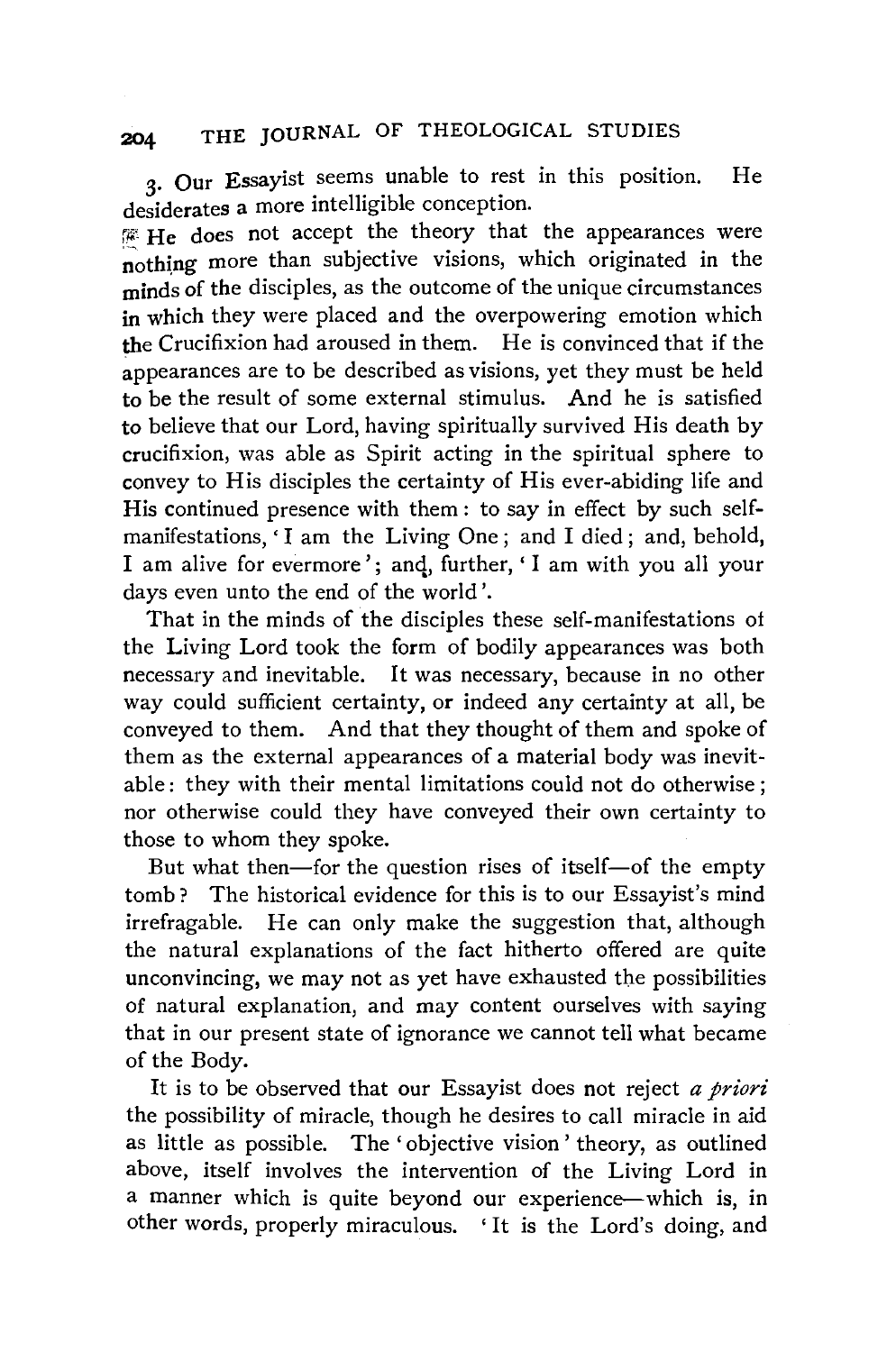3. Our Essayist seems unable to rest in this position. He desiderates a more intelligible conception.

He does not accept the theory that the appearances were nothing more than subjective visions, which originated in the minds of the disciples, as the outcome of the unique circumstances in which they were placed and the overpowering emotion which the Crucifixion had aroused in them. He is convinced that if the appearances are to be described as visions, yet they must be held to be the result of some external stimulus. And he is satisfied to believe that our Lord, having spiritually survived His death by crucifixion, was able as Spirit acting in the spiritual sphere to convey to His disciples the certainty of His ever-abiding life and His continued presence with them: to say in effect by such self-manifestations, 'I am the Living One; and I died; and, behold, I am alive for evermore'; and, further, 'I am with you all your days even unto the end of the world'.

That in the minds of the disciples these self-manifestations of the Living Lord took the form of bodily appearances was both necessary and inevitable. It was necessary, because in no other way could sufficient certainty, or indeed any certainty at all, be conveyed to them. And that they thought of them and spoke of them as the external appearances of a material body was inevitable: they with their mental limitations could not do otherwise; nor otherwise could they have conveyed their own certainty to those to whom they spoke.

But what then—for the question rises of itself—of the empty tomb? The historical evidence for this is to our Essayist's mind irrefragable. He can only make the suggestion that, although the natural explanations of the fact hitherto offered are quite unconvincing, we may not as yet have exhausted the possibilities of natural explanation, and may content ourselves with saying that in our present state of ignorance we cannot tell what became of the Body.

It is to be observed that our Essayist does not reject *a priori* the possibility of miracle, though he desires to call miracle in aid as little as possible. The 'objective vision' theory, as outlined above, itself involves the intervention of the Living Lord in a manner which is quite beyond our experience—which is, in other words, properly miraculous. 'It is the Lord's doing, and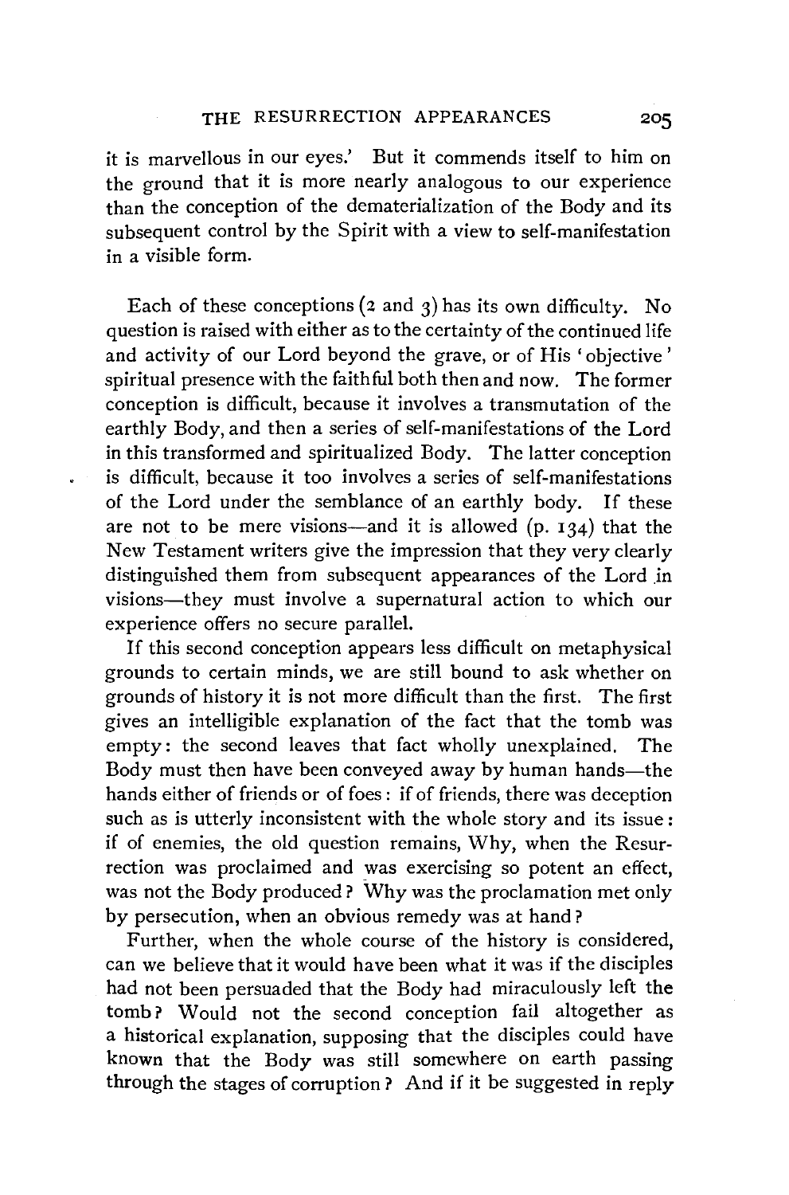it is marvellous in our eyes.' But it commends itself to him on the ground that it is more nearly analogous to our experience than the conception of the dematerialization of the Body and its subsequent control by the Spirit with a view to self-manifestation in a visible form.

Each of these conceptions (2 and 3) has its own difficulty. No question is raised with either as to the certainty of the continued life and activity of our Lord beyond the grave, or of His 'objective' spiritual presence with the faithful both then and now. The former conception is difficult, because it involves a transmutation of the earthly Body, and then a series of self-manifestations of the Lord in this transformed and spiritualized Body. The latter conception is difficult, because it too involves a series of self-manifestations of the Lord under the semblance of an earthly body. If these are not to be mere visions—and it is allowed (p. 134) that the New Testament writers give the impression that they very clearly distinguished them from subsequent appearances of the Lord in visions—they must involve a supernatural action to which our experience offers no secure parallel.

If this second conception appears less difficult on metaphysical grounds to certain minds, we are still bound to ask whether on grounds of history it is not more difficult than the first. The first gives an intelligible explanation of the fact that the tomb was empty: the second leaves that fact wholly unexplained. The Body must then have been conveyed away by human hands—the hands either of friends or of foes: if of friends, there was deception such as is utterly inconsistent with the whole story and its issue: if of enemies, the old question remains, Why, when the Resurrection was proclaimed and was exercising so potent an effect, was not the Body produced? Why was the proclamation met only by persecution, when an obvious remedy was at hand?

Further, when the whole course of the history is considered, can we believe that it would have been what it was if the disciples had not been persuaded that the Body had miraculously left the tomb? Would not the second conception fail altogether as a historical explanation, supposing that the disciples could have known that the Body was still somewhere on earth passing through the stages of corruption? And if it be suggested in reply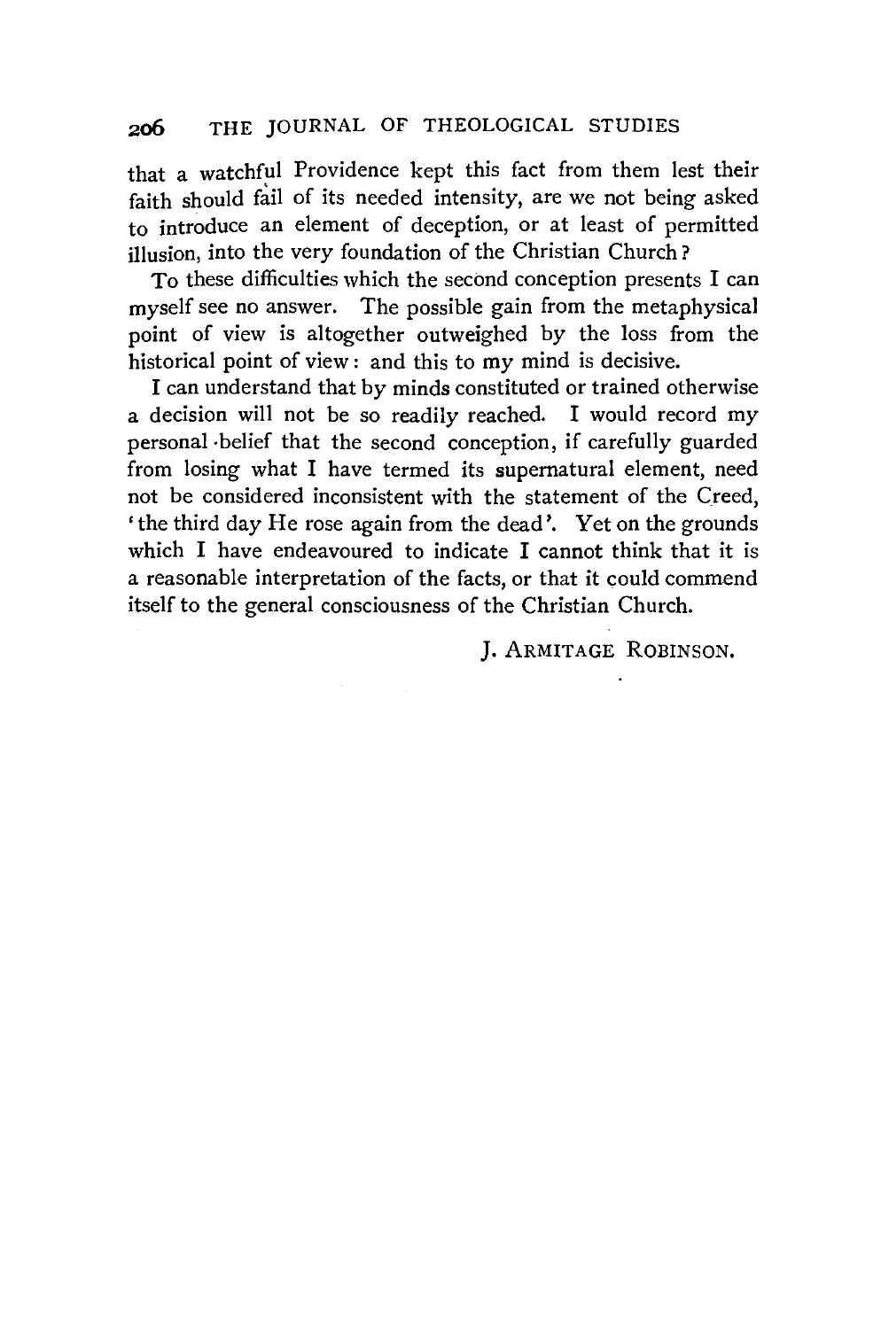that a watchful Providence kept this fact from them lest their faith should fail of its needed intensity, are we not being asked to introduce an element of deception, or at least of permitted illusion, into the very foundation of the Christian Church?

To these difficulties which the second conception presents I can myself see no answer. The possible gain from the metaphysical point of view is altogether outweighed by the loss from the historical point of view: and this to my mind is decisive.

I can understand that by minds constituted or trained otherwise a decision will not be so readily reached. I would record my personal belief that the second conception, if carefully guarded from losing what I have termed its supernatural element, need not be considered inconsistent with the statement of the Creed, 'the third day He rose again from the dead'. Yet on the grounds which I have endeavoured to indicate I cannot think that it is a reasonable interpretation of the facts, or that it could commend itself to the general consciousness of the Christian Church.

J. ARMITAGE ROBINSON.